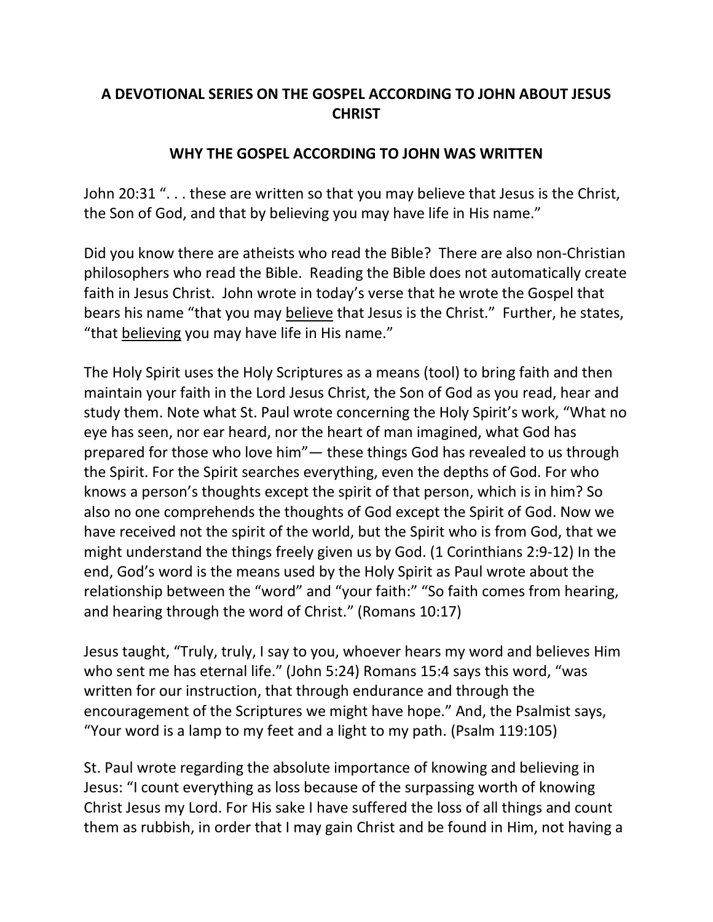**A DEVOTIONAL SERIES ON THE GOSPEL ACCORDING TO JOHN ABOUT JESUS CHRIST**

**WHY THE GOSPEL ACCORDING TO JOHN WAS WRITTEN**

John 20:31 ". . . these are written so that you may believe that Jesus is the Christ, the Son of God, and that by believing you may have life in His name."

Did you know there are atheists who read the Bible? There are also non-Christian philosophers who read the Bible. Reading the Bible does not automatically create faith in Jesus Christ. John wrote in today's verse that he wrote the Gospel that bears his name "that you may <u>believe</u> that Jesus is the Christ." Further, he states, "that <u>believing</u> you may have life in His name."

The Holy Spirit uses the Holy Scriptures as a means (tool) to bring faith and then maintain your faith in the Lord Jesus Christ, the Son of God as you read, hear and study them. Note what St. Paul wrote concerning the Holy Spirit's work, "What no eye has seen, nor ear heard, nor the heart of man imagined, what God has prepared for those who love him"— these things God has revealed to us through the Spirit. For the Spirit searches everything, even the depths of God. For who knows a person's thoughts except the spirit of that person, which is in him? So also no one comprehends the thoughts of God except the Spirit of God. Now we have received not the spirit of the world, but the Spirit who is from God, that we might understand the things freely given us by God. (1 Corinthians 2:9-12) In the end, God's word is the means used by the Holy Spirit as Paul wrote about the relationship between the "word" and "your faith:" "So faith comes from hearing, and hearing through the word of Christ." (Romans 10:17)

Jesus taught, "Truly, truly, I say to you, whoever hears my word and believes Him who sent me has eternal life." (John 5:24) Romans 15:4 says this word, "was written for our instruction, that through endurance and through the encouragement of the Scriptures we might have hope." And, the Psalmist says, "Your word is a lamp to my feet and a light to my path. (Psalm 119:105)

St. Paul wrote regarding the absolute importance of knowing and believing in Jesus: "I count everything as loss because of the surpassing worth of knowing Christ Jesus my Lord. For His sake I have suffered the loss of all things and count them as rubbish, in order that I may gain Christ and be found in Him, not having a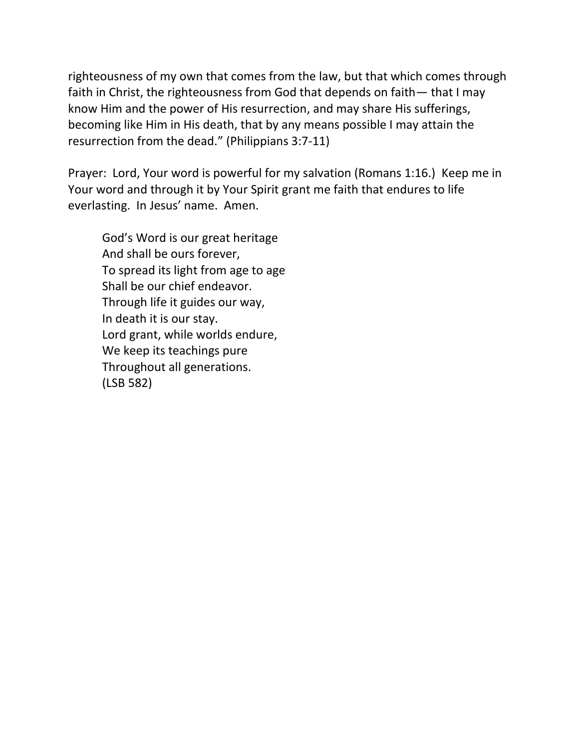righteousness of my own that comes from the law, but that which comes through faith in Christ, the righteousness from God that depends on faith— that I may know Him and the power of His resurrection, and may share His sufferings, becoming like Him in His death, that by any means possible I may attain the resurrection from the dead." (Philippians 3:7-11)

Prayer: Lord, Your word is powerful for my salvation (Romans 1:16.) Keep me in Your word and through it by Your Spirit grant me faith that endures to life everlasting. In Jesus' name. Amen.

> God's Word is our great heritage
> And shall be ours forever,
> To spread its light from age to age
> Shall be our chief endeavor.
> Through life it guides our way,
> In death it is our stay.
> Lord grant, while worlds endure,
> We keep its teachings pure
> Throughout all generations.
> (LSB 582)